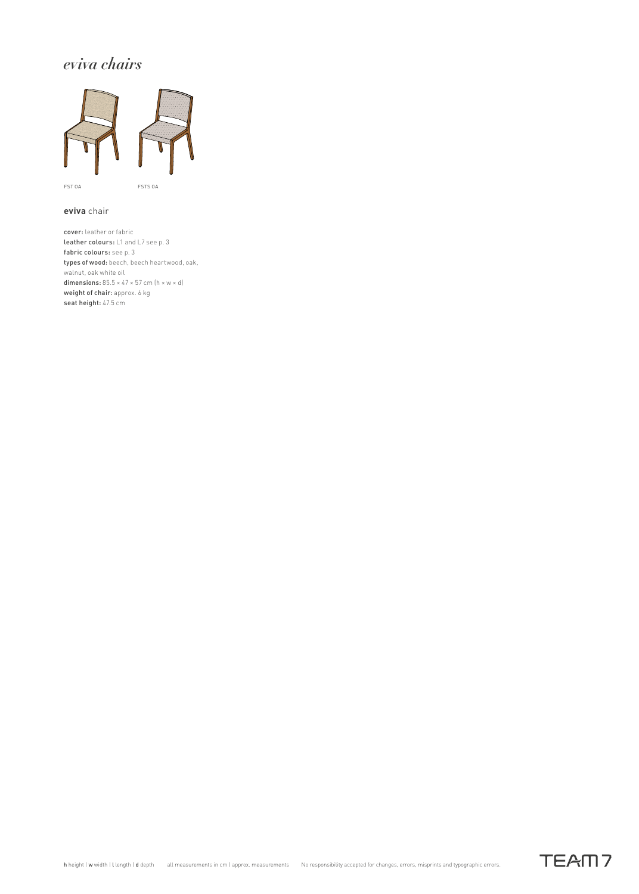# *eviva chairs*

FST 0A

FSTS 0A

**eviva** chair

**cover:** leather or fabric
**leather colours:** L1 and L7 see p. 3
**fabric colours:** see p. 3
**types of wood:** beech, beech heartwood, oak, walnut, oak white oil
**dimensions:** 85.5 × 47 × 57 cm (h × w × d)
**weight of chair:** approx. 6 kg
**seat height:** 47.5 cm

**h** height | **w** width | **l** length | **d** depth     all measurements in cm | approx. measurements     No responsibility accepted for changes, errors, misprints and typographic errors.

TEAM 7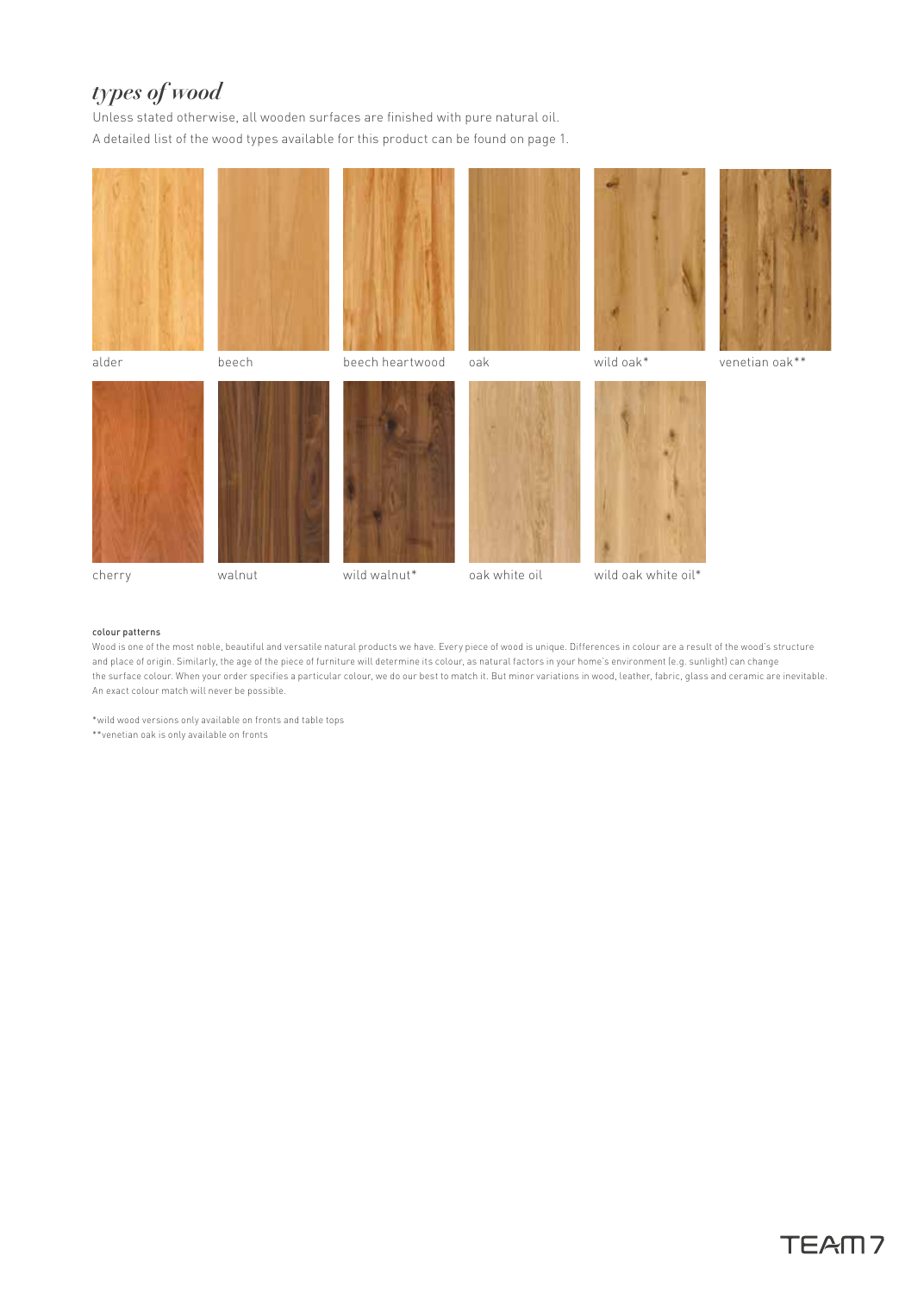# *types of wood*

Unless stated otherwise, all wooden surfaces are finished with pure natural oil.
A detailed list of the wood types available for this product can be found on page 1.

alder

beech

beech heartwood

oak

wild oak*

venetian oak**

cherry

walnut

wild walnut*

oak white oil

wild oak white oil*

**colour patterns**

Wood is one of the most noble, beautiful and versatile natural products we have. Every piece of wood is unique. Differences in colour are a result of the wood's structure and place of origin. Similarly, the age of the piece of furniture will determine its colour, as natural factors in your home's environment (e.g. sunlight) can change the surface colour. When your order specifies a particular colour, we do our best to match it. But minor variations in wood, leather, fabric, glass and ceramic are inevitable. An exact colour match will never be possible.

*wild wood versions only available on fronts and table tops
**venetian oak is only available on fronts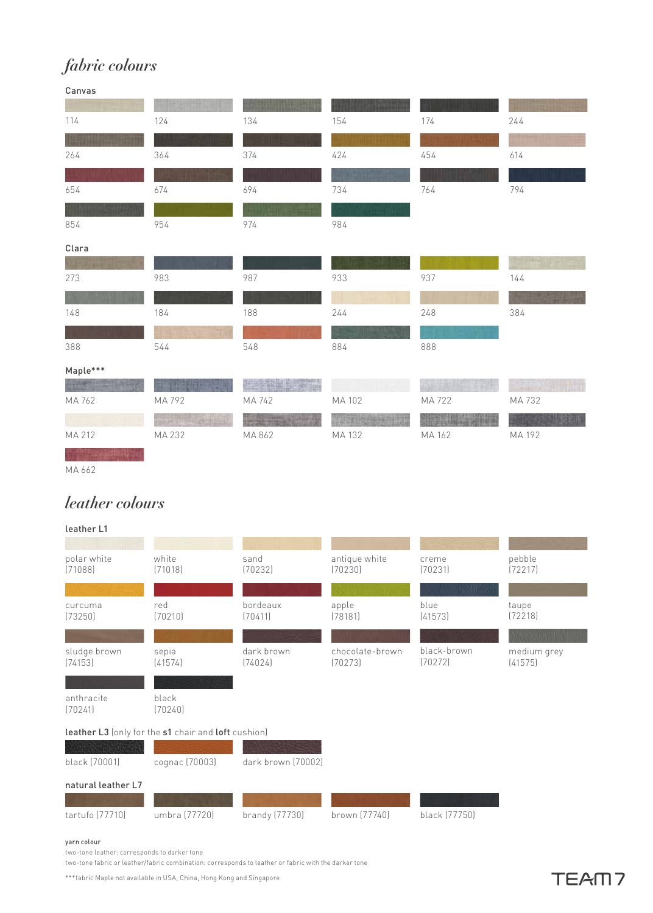# *fabric colours*

## Canvas

114, 124, 134, 154, 174, 244

264, 364, 374, 424, 454, 614

654, 674, 694, 734, 764, 794

854, 954, 974, 984

## Clara

273, 983, 987, 933, 937, 144

148, 184, 188, 244, 248, 384

388, 544, 548, 884, 888

## Maple***

MA 762, MA 792, MA 742, MA 102, MA 722, MA 732

MA 212, MA 232, MA 862, MA 132, MA 162, MA 192

MA 662

# *leather colours*

## leather L1

polar white (71088)
white (71018)
sand (70232)
antique white (70230)
creme (70231)
pebble (72217)

curcuma (73250)
red (70210)
bordeaux (70411)
apple (78181)
blue (41573)
taupe (72218)

sludge brown (74153)
sepia (41574)
dark brown (74024)
chocolate-brown (70273)
black-brown (70272)
medium grey (41575)

anthracite (70241)
black (70240)

## leather L3 (only for the **s1** chair and **loft** cushion)

black (70001)
cognac (70003)
dark brown (70002)

## natural leather L7

tartufo (77710)
umbra (77720)
brandy (77730)
brown (77740)
black (77750)

**yarn colour**

two-tone leather: corresponds to darker tone

two-tone fabric or leather/fabric combination: corresponds to leather or fabric with the darker tone

***fabric Maple not available in USA, China, Hong Kong and Singapore

TEAM7